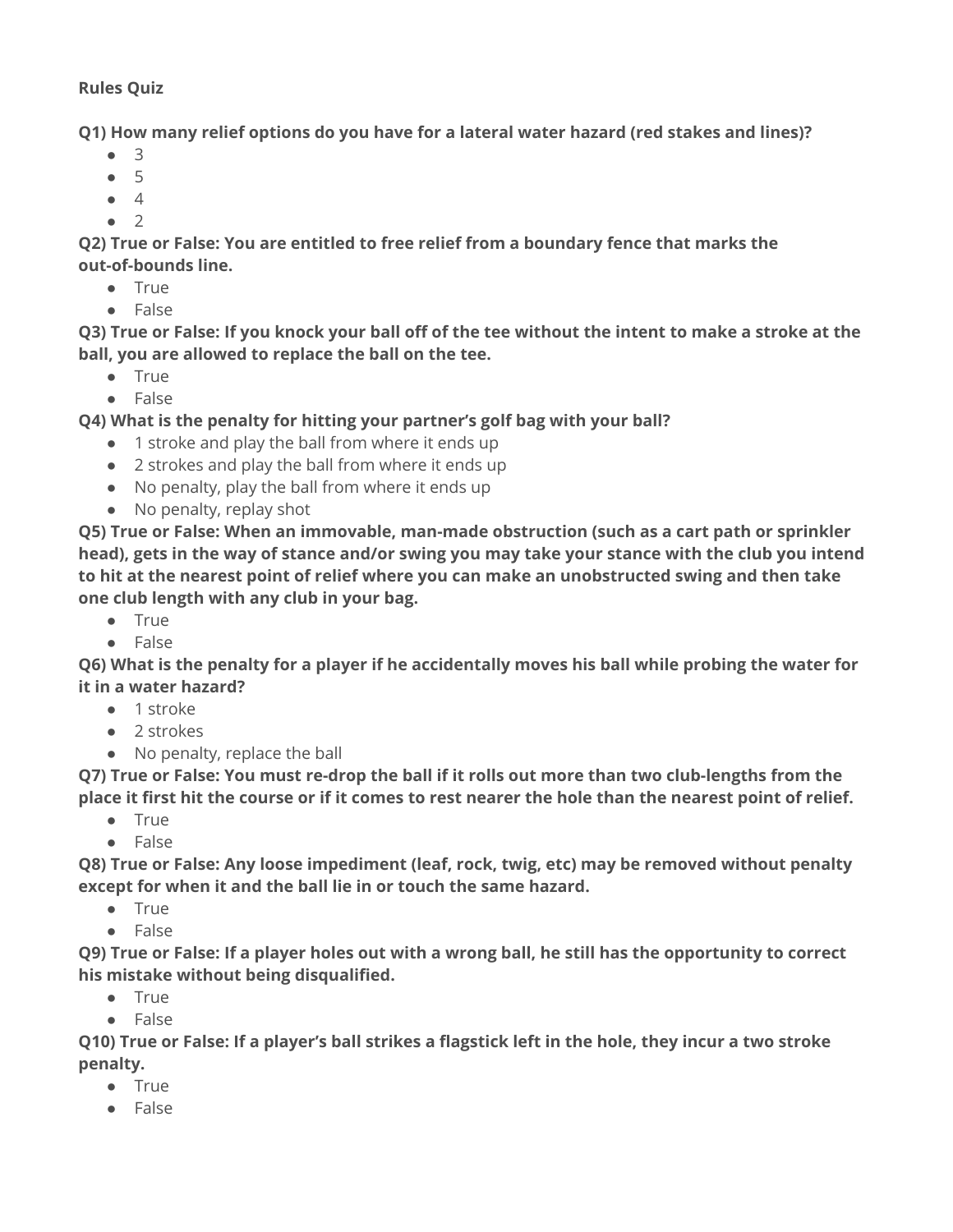**Rules Quiz**

**Q1) How many relief options do you have for a lateral water hazard (red stakes and lines)?**

- 3
- 5
- 4
- 2

**Q2) True or False: You are entitled to free relief from a boundary fence that marks the out-of-bounds line.**

- True
- False

**Q3) True or False: If you knock your ball off of the tee without the intent to make a stroke at the ball, you are allowed to replace the ball on the tee.**

- True
- False

**Q4) What is the penalty for hitting your partner's golf bag with your ball?**

- 1 stroke and play the ball from where it ends up
- 2 strokes and play the ball from where it ends up
- No penalty, play the ball from where it ends up
- No penalty, replay shot

**Q5) True or False: When an immovable, man-made obstruction (such as a cart path or sprinkler head), gets in the way of stance and/or swing you may take your stance with the club you intend to hit at the nearest point of relief where you can make an unobstructed swing and then take one club length with any club in your bag.**

- True
- False

**Q6) What is the penalty for a player if he accidentally moves his ball while probing the water for it in a water hazard?**

- 1 stroke
- 2 strokes
- No penalty, replace the ball

**Q7) True or False: You must re-drop the ball if it rolls out more than two club-lengths from the place it first hit the course or if it comes to rest nearer the hole than the nearest point of relief.**

- True
- False

**Q8) True or False: Any loose impediment (leaf, rock, twig, etc) may be removed without penalty except for when it and the ball lie in or touch the same hazard.**

- True
- False

**Q9) True or False: If a player holes out with a wrong ball, he still has the opportunity to correct his mistake without being disqualified.**

- True
- False

**Q10) True or False: If a player's ball strikes a flagstick left in the hole, they incur a two stroke penalty.**

- True
- False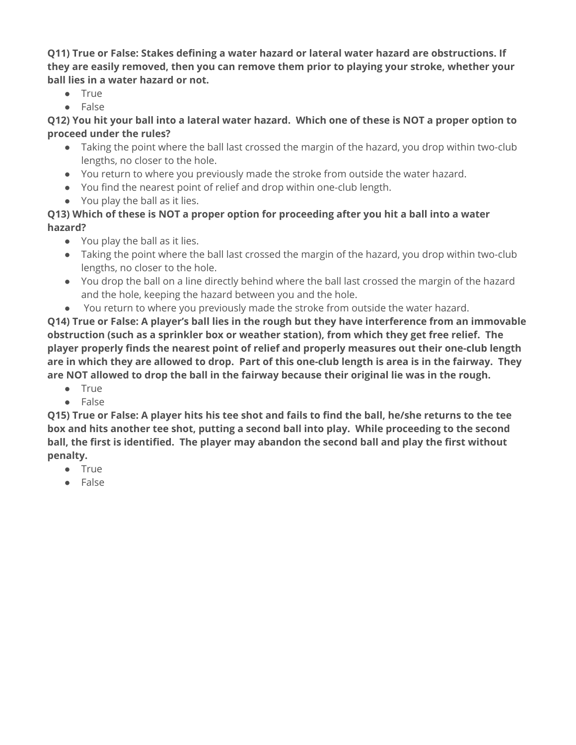**Q11) True or False: Stakes defining a water hazard or lateral water hazard are obstructions. If they are easily removed, then you can remove them prior to playing your stroke, whether your ball lies in a water hazard or not.**

- True
- False

**Q12) You hit your ball into a lateral water hazard. Which one of these is NOT a proper option to proceed under the rules?**

- Taking the point where the ball last crossed the margin of the hazard, you drop within two-club lengths, no closer to the hole.
- You return to where you previously made the stroke from outside the water hazard.
- You find the nearest point of relief and drop within one-club length.
- You play the ball as it lies.

**Q13) Which of these is NOT a proper option for proceeding after you hit a ball into a water hazard?**

- You play the ball as it lies.
- Taking the point where the ball last crossed the margin of the hazard, you drop within two-club lengths, no closer to the hole.
- You drop the ball on a line directly behind where the ball last crossed the margin of the hazard and the hole, keeping the hazard between you and the hole.
- You return to where you previously made the stroke from outside the water hazard.

**Q14) True or False: A player's ball lies in the rough but they have interference from an immovable obstruction (such as a sprinkler box or weather station), from which they get free relief. The player properly finds the nearest point of relief and properly measures out their one-club length are in which they are allowed to drop. Part of this one-club length is area is in the fairway. They are NOT allowed to drop the ball in the fairway because their original lie was in the rough.**

- True
- False

**Q15) True or False: A player hits his tee shot and fails to find the ball, he/she returns to the tee box and hits another tee shot, putting a second ball into play. While proceeding to the second ball, the first is identified. The player may abandon the second ball and play the first without penalty.**

- True
- False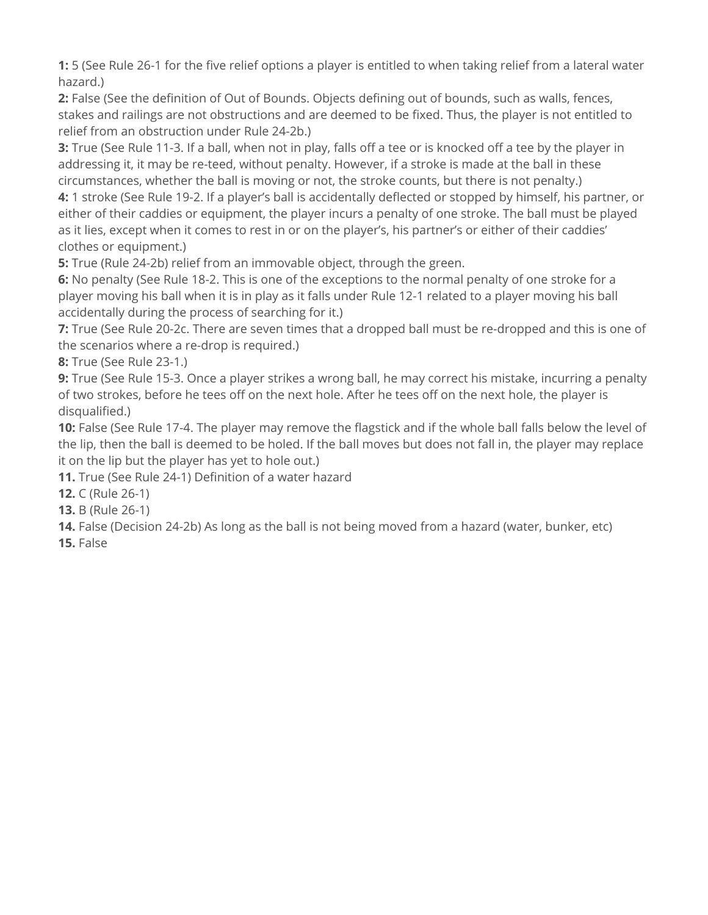**1:** 5 (See Rule 26-1 for the five relief options a player is entitled to when taking relief from a lateral water hazard.)
**2:** False (See the definition of Out of Bounds. Objects defining out of bounds, such as walls, fences, stakes and railings are not obstructions and are deemed to be fixed. Thus, the player is not entitled to relief from an obstruction under Rule 24-2b.)
**3:** True (See Rule 11-3. If a ball, when not in play, falls off a tee or is knocked off a tee by the player in addressing it, it may be re-teed, without penalty. However, if a stroke is made at the ball in these circumstances, whether the ball is moving or not, the stroke counts, but there is not penalty.)
**4:** 1 stroke (See Rule 19-2. If a player's ball is accidentally deflected or stopped by himself, his partner, or either of their caddies or equipment, the player incurs a penalty of one stroke. The ball must be played as it lies, except when it comes to rest in or on the player's, his partner's or either of their caddies' clothes or equipment.)
**5:** True (Rule 24-2b) relief from an immovable object, through the green.
**6:** No penalty (See Rule 18-2. This is one of the exceptions to the normal penalty of one stroke for a player moving his ball when it is in play as it falls under Rule 12-1 related to a player moving his ball accidentally during the process of searching for it.)
**7:** True (See Rule 20-2c. There are seven times that a dropped ball must be re-dropped and this is one of the scenarios where a re-drop is required.)
**8:** True (See Rule 23-1.)
**9:** True (See Rule 15-3. Once a player strikes a wrong ball, he may correct his mistake, incurring a penalty of two strokes, before he tees off on the next hole. After he tees off on the next hole, the player is disqualified.)
**10:** False (See Rule 17-4. The player may remove the flagstick and if the whole ball falls below the level of the lip, then the ball is deemed to be holed. If the ball moves but does not fall in, the player may replace it on the lip but the player has yet to hole out.)
**11.** True (See Rule 24-1) Definition of a water hazard
**12.** C (Rule 26-1)
**13.** B (Rule 26-1)
**14.** False (Decision 24-2b) As long as the ball is not being moved from a hazard (water, bunker, etc)
**15.** False